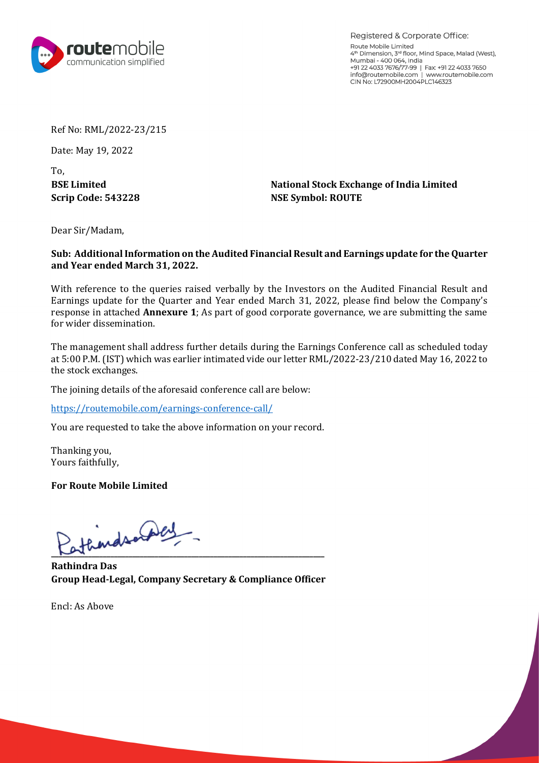Registered & Corporate Office:
Route Mobile Limited
4th Dimension, 3rd floor, Mind Space, Malad (West),
Mumbai - 400 064, India
+91 22 4033 7676/77-99 | Fax: +91 22 4033 7650
info@routemobile.com | www.routemobile.com
CIN No: L72900MH2004PLC146323

Ref No: RML/2022-23/215

Date: May 19, 2022

To,

| **BSE Limited** | **National Stock Exchange of India Limited** |
|---|---|
| **Scrip Code: 543228** | **NSE Symbol: ROUTE** |

Dear Sir/Madam,

**Sub: Additional Information on the Audited Financial Result and Earnings update for the Quarter and Year ended March 31, 2022.**

With reference to the queries raised verbally by the Investors on the Audited Financial Result and Earnings update for the Quarter and Year ended March 31, 2022, please find below the Company's response in attached **Annexure 1**; As part of good corporate governance, we are submitting the same for wider dissemination.

The management shall address further details during the Earnings Conference call as scheduled today at 5:00 P.M. (IST) which was earlier intimated vide our letter RML/2022-23/210 dated May 16, 2022 to the stock exchanges.

The joining details of the aforesaid conference call are below:

https://routemobile.com/earnings-conference-call/

You are requested to take the above information on your record.

Thanking you,
Yours faithfully,

**For Route Mobile Limited**

**Rathindra Das**
**Group Head-Legal, Company Secretary & Compliance Officer**

Encl: As Above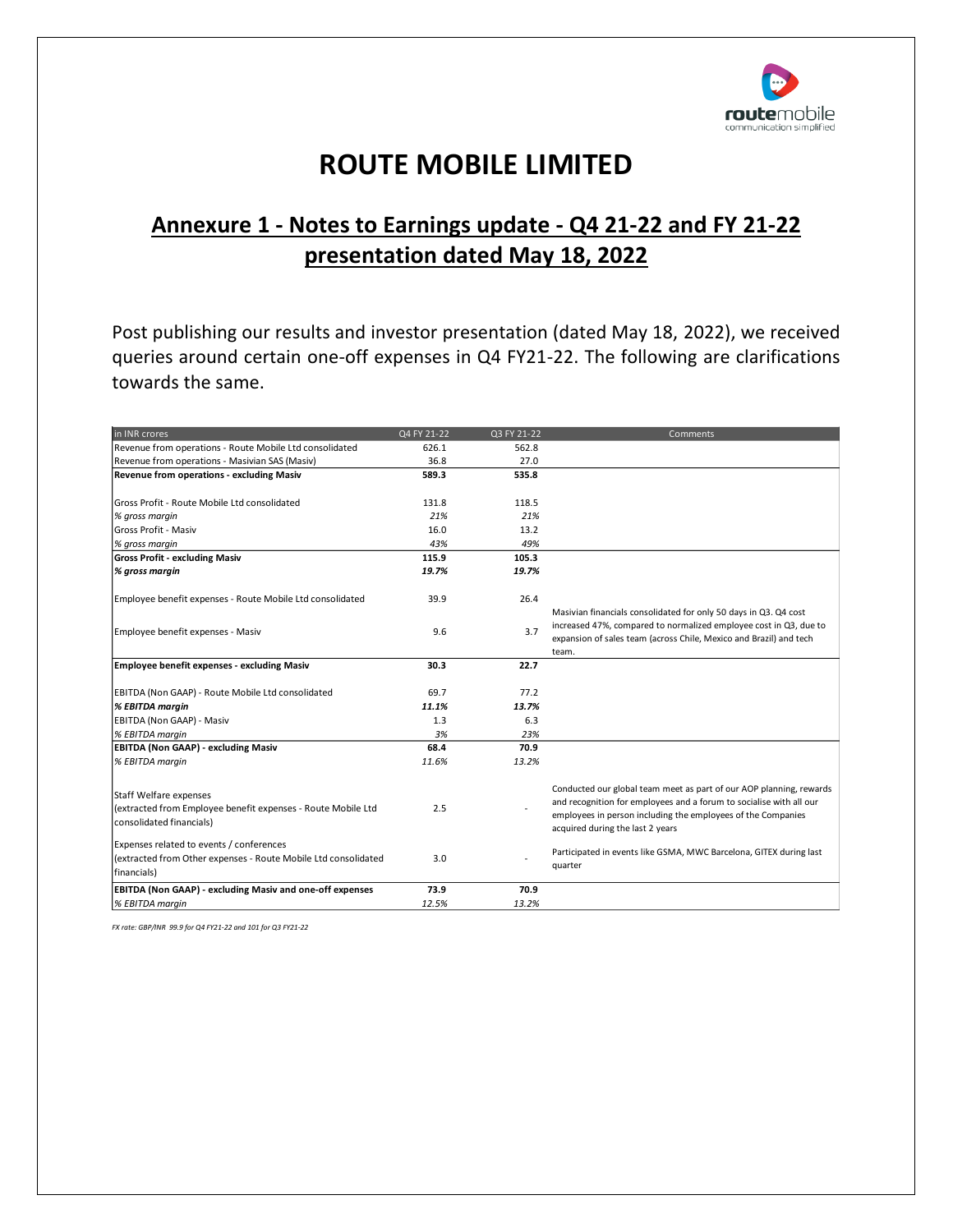# ROUTE MOBILE LIMITED

## Annexure 1 - Notes to Earnings update - Q4 21-22 and FY 21-22 presentation dated May 18, 2022

Post publishing our results and investor presentation (dated May 18, 2022), we received queries around certain one-off expenses in Q4 FY21-22. The following are clarifications towards the same.

| in INR crores | Q4 FY 21-22 | Q3 FY 21-22 | Comments |
|---|---|---|---|
| Revenue from operations - Route Mobile Ltd consolidated | 626.1 | 562.8 | |
| Revenue from operations - Masivian SAS (Masiv) | 36.8 | 27.0 | |
| **Revenue from operations - excluding Masiv** | **589.3** | **535.8** | |
| | | | |
| Gross Profit - Route Mobile Ltd consolidated | 131.8 | 118.5 | |
| *% gross margin* | *21%* | *21%* | |
| Gross Profit - Masiv | 16.0 | 13.2 | |
| *% gross margin* | *43%* | *49%* | |
| **Gross Profit - excluding Masiv** | **115.9** | **105.3** | |
| ***% gross margin*** | ***19.7%*** | ***19.7%*** | |
| | | | |
| Employee benefit expenses - Route Mobile Ltd consolidated | 39.9 | 26.4 | |
| Employee benefit expenses - Masiv | 9.6 | 3.7 | Masivian financials consolidated for only 50 days in Q3. Q4 cost increased 47%, compared to normalized employee cost in Q3, due to expansion of sales team (across Chile, Mexico and Brazil) and tech team. |
| **Employee benefit expenses - excluding Masiv** | **30.3** | **22.7** | |
| | | | |
| EBITDA (Non GAAP) - Route Mobile Ltd consolidated | 69.7 | 77.2 | |
| ***% EBITDA margin*** | ***11.1%*** | ***13.7%*** | |
| EBITDA (Non GAAP) - Masiv | 1.3 | 6.3 | |
| *% EBITDA margin* | *3%* | *23%* | |
| **EBITDA (Non GAAP) - excluding Masiv** | **68.4** | **70.9** | |
| *% EBITDA margin* | *11.6%* | *13.2%* | |
| | | | |
| Staff Welfare expenses (extracted from Employee benefit expenses - Route Mobile Ltd consolidated financials) | 2.5 | - | Conducted our global team meet as part of our AOP planning, rewards and recognition for employees and a forum to socialise with all our employees in person including the employees of the Companies acquired during the last 2 years |
| Expenses related to events / conferences (extracted from Other expenses - Route Mobile Ltd consolidated financials) | 3.0 | - | Participated in events like GSMA, MWC Barcelona, GITEX during last quarter |
| **EBITDA (Non GAAP) - excluding Masiv and one-off expenses** | **73.9** | **70.9** | |
| *% EBITDA margin* | *12.5%* | *13.2%* | |

*FX rate: GBP/INR 99.9 for Q4 FY21-22 and 101 for Q3 FY21-22*